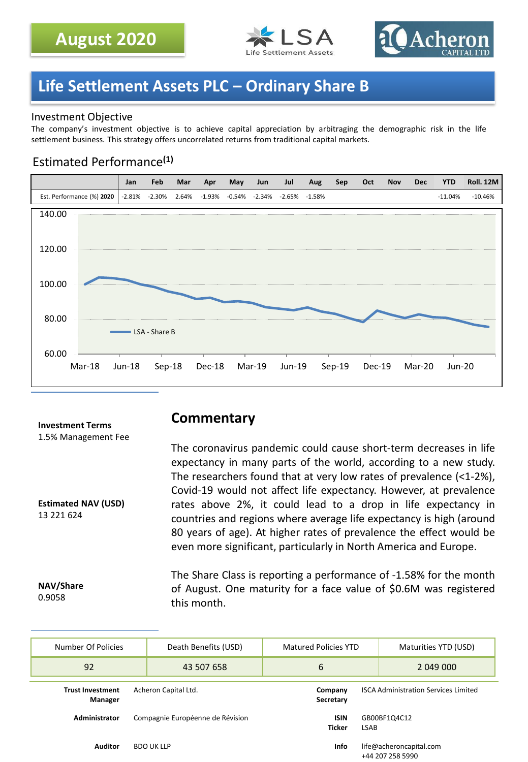**August 2020**

LSA Life Settlement Assets

Acheron CAPITAL LTD

# Life Settlement Assets PLC – Ordinary Share B

## Investment Objective

The company's investment objective is to achieve capital appreciation by arbitraging the demographic risk in the life settlement business. This strategy offers uncorrelated returns from traditional capital markets.

## Estimated Performance[1]

| | Jan | Feb | Mar | Apr | May | Jun | Jul | Aug | Sep | Oct | Nov | Dec | YTD | Roll. 12M |
|---|---|---|---|---|---|---|---|---|---|---|---|---|---|---|
| Est. Performance (%) **2020** | -2.81% | -2.30% | 2.64% | -1.93% | -0.54% | -2.34% | -2.65% | -1.58% | | | | | -11.04% | -10.46% |

**Investment Terms**
1.5% Management Fee

**Estimated NAV (USD)**
13 221 624

**NAV/Share**
0.9058

## Commentary

The coronavirus pandemic could cause short-term decreases in life expectancy in many parts of the world, according to a new study. The researchers found that at very low rates of prevalence (<1-2%), Covid-19 would not affect life expectancy. However, at prevalence rates above 2%, it could lead to a drop in life expectancy in countries and regions where average life expectancy is high (around 80 years of age). At higher rates of prevalence the effect would be even more significant, particularly in North America and Europe.

The Share Class is reporting a performance of -1.58% for the month of August. One maturity for a face value of $0.6M was registered this month.

| Number Of Policies | Death Benefits (USD) | Matured Policies YTD | Maturities YTD (USD) |
|---|---|---|---|
| 92 | 43 507 658 | 6 | 2 049 000 |

| | | | |
|---|---|---|---|
| **Trust Investment Manager** | Acheron Capital Ltd. | **Company Secretary** | ISCA Administration Services Limited |
| **Administrator** | Compagnie Européenne de Révision | **ISIN** / **Ticker** | GB00BF1Q4C12 / LSAB |
| **Auditor** | BDO UK LLP | **Info** | life@acheroncapital.com +44 207 258 5990 |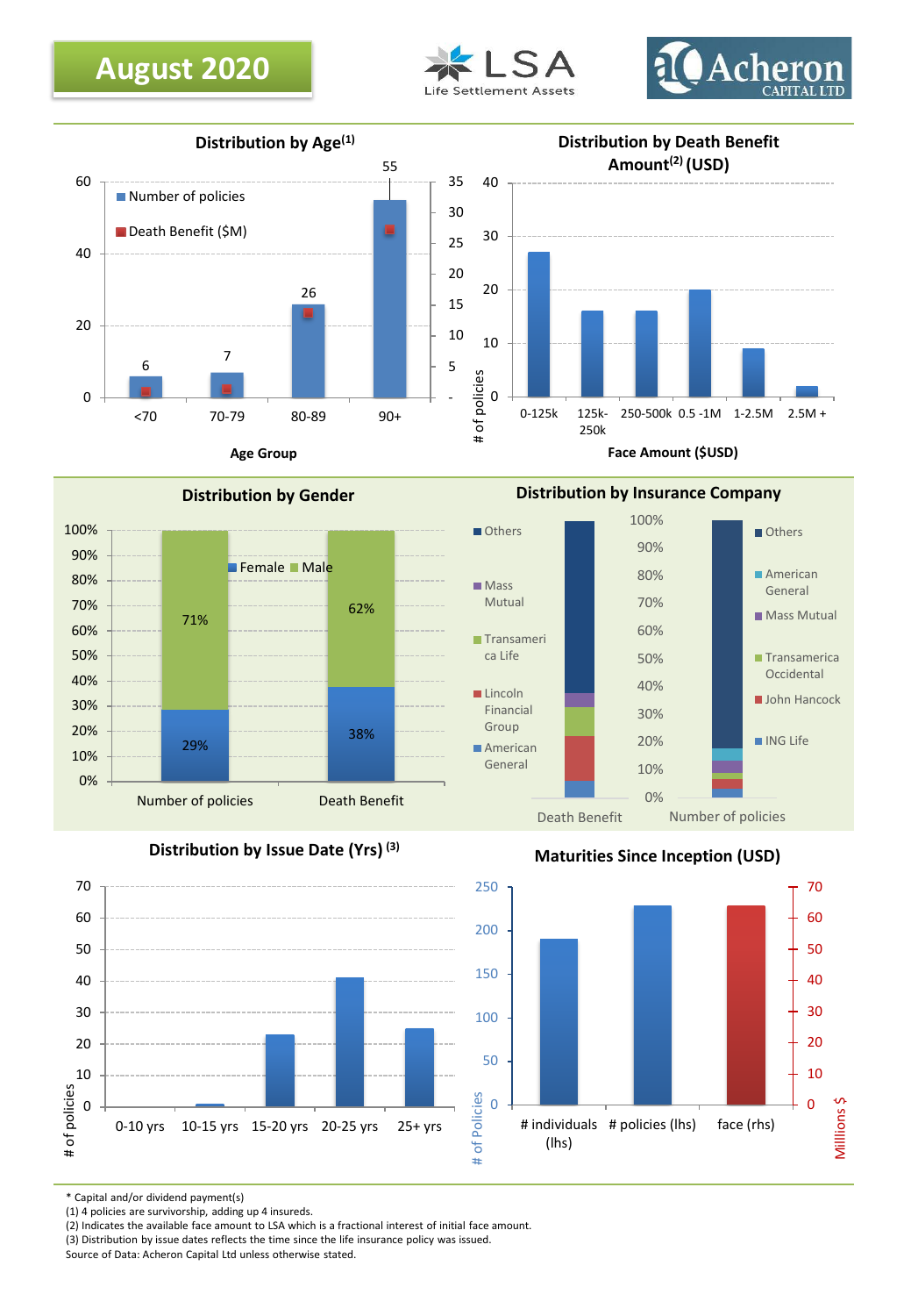August 2020

LSA Life Settlement Assets

Acheron CAPITAL LTD

### Distribution by Age(1)

| Age Group | Number of policies |
|---|---|
| <70 | 6 |
| 70-79 | 7 |
| 80-89 | 26 |
| 90+ | 55 |

Legend: Number of policies; Death Benefit ($M)

Age Group

### Distribution by Death Benefit Amount(2) (USD)

# of policies

0-125k, 125k-250k, 250-500k, 0.5 -1M, 1-2.5M, 2.5M +

Face Amount ($USD)

### Distribution by Gender

| | Female | Male |
|---|---|---|
| Number of policies | 29% | 71% |
| Death Benefit | 38% | 62% |

### Distribution by Insurance Company

Death Benefit: Others, Mass Mutual, Transamerica Life, Lincoln Financial Group, American General

Number of policies: Others, American General, Mass Mutual, Transamerica Occidental, John Hancock, ING Life

### Distribution by Issue Date (Yrs) (3)

# of policies

0-10 yrs, 10-15 yrs, 15-20 yrs, 20-25 yrs, 25+ yrs

### Maturities Since Inception (USD)

# of Policies; Millions $

# individuals (lhs), # policies (lhs), face (rhs)

\* Capital and/or dividend payment(s)
(1) 4 policies are survivorship, adding up 4 insureds.
(2) Indicates the available face amount to LSA which is a fractional interest of initial face amount.
(3) Distribution by issue dates reflects the time since the life insurance policy was issued.
Source of Data: Acheron Capital Ltd unless otherwise stated.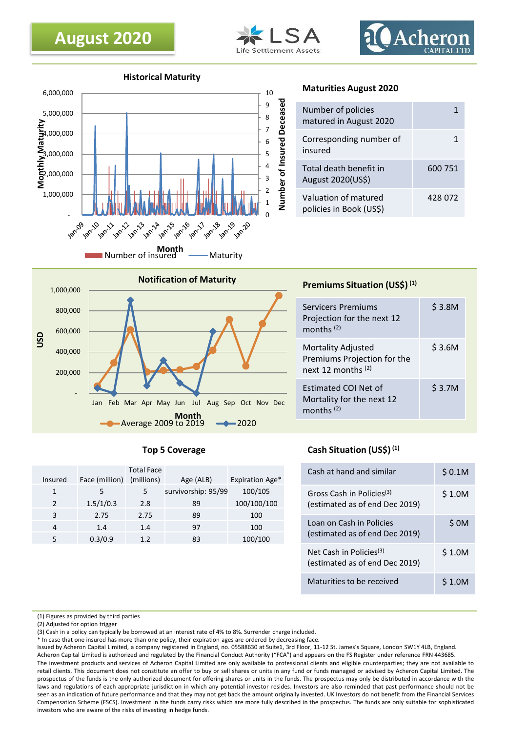# August 2020

LSA Life Settlement Assets

Acheron CAPITAL LTD

### Historical Maturity

Monthly Maturity

6,000,000
5,000,000
4,000,000
3,000,000
2,000,000
1,000,000
-

Number of Insured Deceased

10
9
8
7
6
5
4
3
2
1
0

Jan-09 Jan-10 Jan-11 Jan-12 Jan-13 Jan-14 Jan-15 Jan-16 Jan-17 Jan-18 Jan-19 Jan-20

Month

Number of insured — Maturity

### Maturities August 2020

| | |
|---|---|
| Number of policies matured in August 2020 | 1 |
| Corresponding number of insured | 1 |
| Total death benefit in August 2020(US$) | 600 751 |
| Valuation of matured policies in Book (US$) | 428 072 |

### Notification of Maturity

USD

1,000,000
800,000
600,000
400,000
200,000
-

Jan Feb Mar Apr May Jun Jul Aug Sep Oct Nov Dec

Month

Average 2009 to 2019 — 2020

### Premiums Situation (US$) [1]

| | |
|---|---|
| Servicers Premiums Projection for the next 12 months [2] | $ 3.8M |
| Mortality Adjusted Premiums Projection for the next 12 months [2] | $ 3.6M |
| Estimated COI Net of Mortality for the next 12 months [2] | $ 3.7M |

### Top 5 Coverage

| Insured | Face (million) | Total Face (millions) | Age (ALB) | Expiration Age* |
|---|---|---|---|---|
| 1 | 5 | 5 | survivorship: 95/99 | 100/105 |
| 2 | 1.5/1/0.3 | 2.8 | 89 | 100/100/100 |
| 3 | 2.75 | 2.75 | 89 | 100 |
| 4 | 1.4 | 1.4 | 97 | 100 |
| 5 | 0.3/0.9 | 1.2 | 83 | 100/100 |

### Cash Situation (US$) [1]

| | |
|---|---|
| Cash at hand and similar | $ 0.1M |
| Gross Cash in Policies[3] (estimated as of end Dec 2019) | $ 1.0M |
| Loan on Cash in Policies (estimated as of end Dec 2019) | $ 0M |
| Net Cash in Policies[3] (estimated as of end Dec 2019) | $ 1.0M |
| Maturities to be received | $ 1.0M |

(1) Figures as provided by third parties
(2) Adjusted for option trigger
(3) Cash in a policy can typically be borrowed at an interest rate of 4% to 8%. Surrender charge included.
* In case that one insured has more than one policy, their expiration ages are ordered by decreasing face.

Issued by Acheron Capital Limited, a company registered in England, no. 05588630 at Suite1, 3rd Floor, 11-12 St. James's Square, London SW1Y 4LB, England. Acheron Capital Limited is authorized and regulated by the Financial Conduct Authority ("FCA") and appears on the FS Register under reference FRN 443685.
The investment products and services of Acheron Capital Limited are only available to professional clients and eligible counterparties; they are not available to retail clients. This document does not constitute an offer to buy or sell shares or units in any fund or managed or advised by Acheron Capital Limited. The prospectus of the funds is the only authorized document for offering shares or units in the funds. The prospectus may only be distributed in accordance with the laws and regulations of each appropriate jurisdiction in which any potential investor resides. Investors are also reminded that past performance should not be seen as an indication of future performance and that they may not get back the amount originally invested. UK Investors do not benefit from the Financial Services Compensation Scheme (FSCS). Investment in the funds carry risks which are more fully described in the prospectus. The funds are only suitable for sophisticated investors who are aware of the risks of investing in hedge funds.